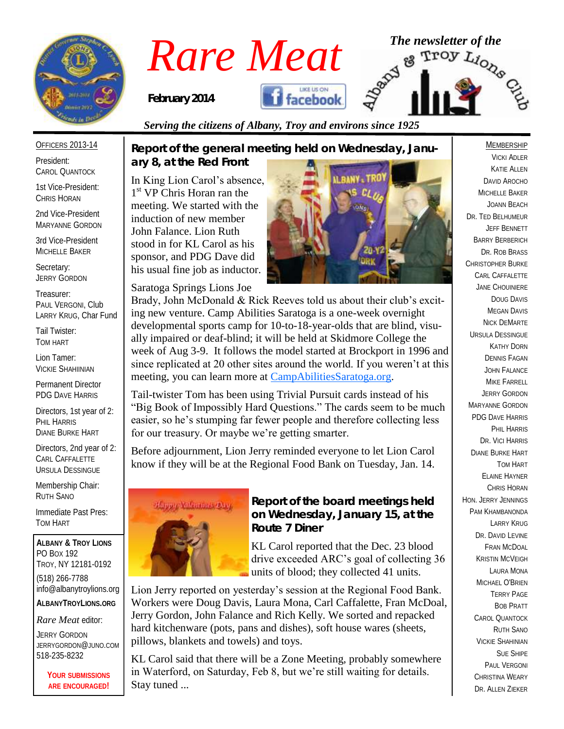# Rare Meat

**February 2014**

*The newsletter of the Albany & Troy Lions Club*

*Serving the citizens of Albany, Troy and environs since 1925*

## Report of the general meeting held on Wednesday, January 8, at the Red Front

In King Lion Carol's absence, 1st VP Chris Horan ran the meeting. We started with the induction of new member John Falance. Lion Ruth stood in for KL Carol as his sponsor, and PDG Dave did his usual fine job as inductor.

Saratoga Springs Lions Joe Brady, John McDonald & Rick Reeves told us about their club's exciting new venture. Camp Abilities Saratoga is a one-week overnight developmental sports camp for 10-to-18-year-olds that are blind, visually impaired or deaf-blind; it will be held at Skidmore College the week of Aug 3-9. It follows the model started at Brockport in 1996 and since replicated at 20 other sites around the world. If you weren't at this meeting, you can learn more at CampAbilitiesSaratoga.org.

Tail-twister Tom has been using Trivial Pursuit cards instead of his "Big Book of Impossibly Hard Questions." The cards seem to be much easier, so he's stumping far fewer people and therefore collecting less for our treasury. Or maybe we're getting smarter.

Before adjournment, Lion Jerry reminded everyone to let Lion Carol know if they will be at the Regional Food Bank on Tuesday, Jan. 14.

## Report of the board meetings held on Wednesday, January 15, at the Route 7 Diner

KL Carol reported that the Dec. 23 blood drive exceeded ARC's goal of collecting 36 units of blood; they collected 41 units.

Lion Jerry reported on yesterday's session at the Regional Food Bank. Workers were Doug Davis, Laura Mona, Carl Caffalette, Fran McDoal, Jerry Gordon, John Falance and Rich Kelly. We sorted and repacked hard kitchenware (pots, pans and dishes), soft house wares (sheets, pillows, blankets and towels) and toys.

KL Carol said that there will be a Zone Meeting, probably somewhere in Waterford, on Saturday, Feb 8, but we're still waiting for details. Stay tuned ...

---

**OFFICERS 2013-14**

President: Carol Quantock

1st Vice-President: Chris Horan

2nd Vice-President: Maryanne Gordon

3rd Vice-President: Michelle Baker

Secretary: Jerry Gordon

Treasurer: Paul Vergoni, Club; Larry Krug, Char Fund

Tail Twister: Tom Hart

Lion Tamer: Vickie Shahiinian

Permanent Director: PDG Dave Harris

Directors, 1st year of 2: Phil Harris, Diane Burke Hart

Directors, 2nd year of 2: Carl Caffalette, Ursula Dessingue

Membership Chair: Ruth Sano

Immediate Past Pres: Tom Hart

**Albany & Troy Lions**
PO Box 192
Troy, NY 12181-0192
(518) 266-7788
info@albanytroylions.org
**AlbanyTroyLions.org**

*Rare Meat* editor:
Jerry Gordon
jerrygordon@juno.com
518-235-8232

**Your submissions are encouraged!**

---

**MEMBERSHIP**

Vicki Adler
Katie Allen
David Arocho
Michelle Baker
Joann Beach
Dr. Ted Belhumeur
Jeff Bennett
Barry Berberich
Dr. Rob Brass
Christopher Burke
Carl Caffalette
Jane Chouiniere
Doug Davis
Megan Davis
Nick DeMarte
Ursula Dessingue
Kathy Dorn
Dennis Fagan
John Falance
Mike Farrell
Jerry Gordon
Maryanne Gordon
PDG Dave Harris
Phil Harris
Dr. Vici Harris
Diane Burke Hart
Tom Hart
Elaine Hayner
Chris Horan
Hon. Jerry Jennings
Pam Khambanonda
Larry Krug
Dr. David Levine
Fran McDoal
Kristin McVeigh
Laura Mona
Michael O'Brien
Terry Page
Bob Pratt
Carol Quantock
Ruth Sano
Vickie Shahinian
Sue Shipe
Paul Vergoni
Christina Weary
Dr. Allen Zieker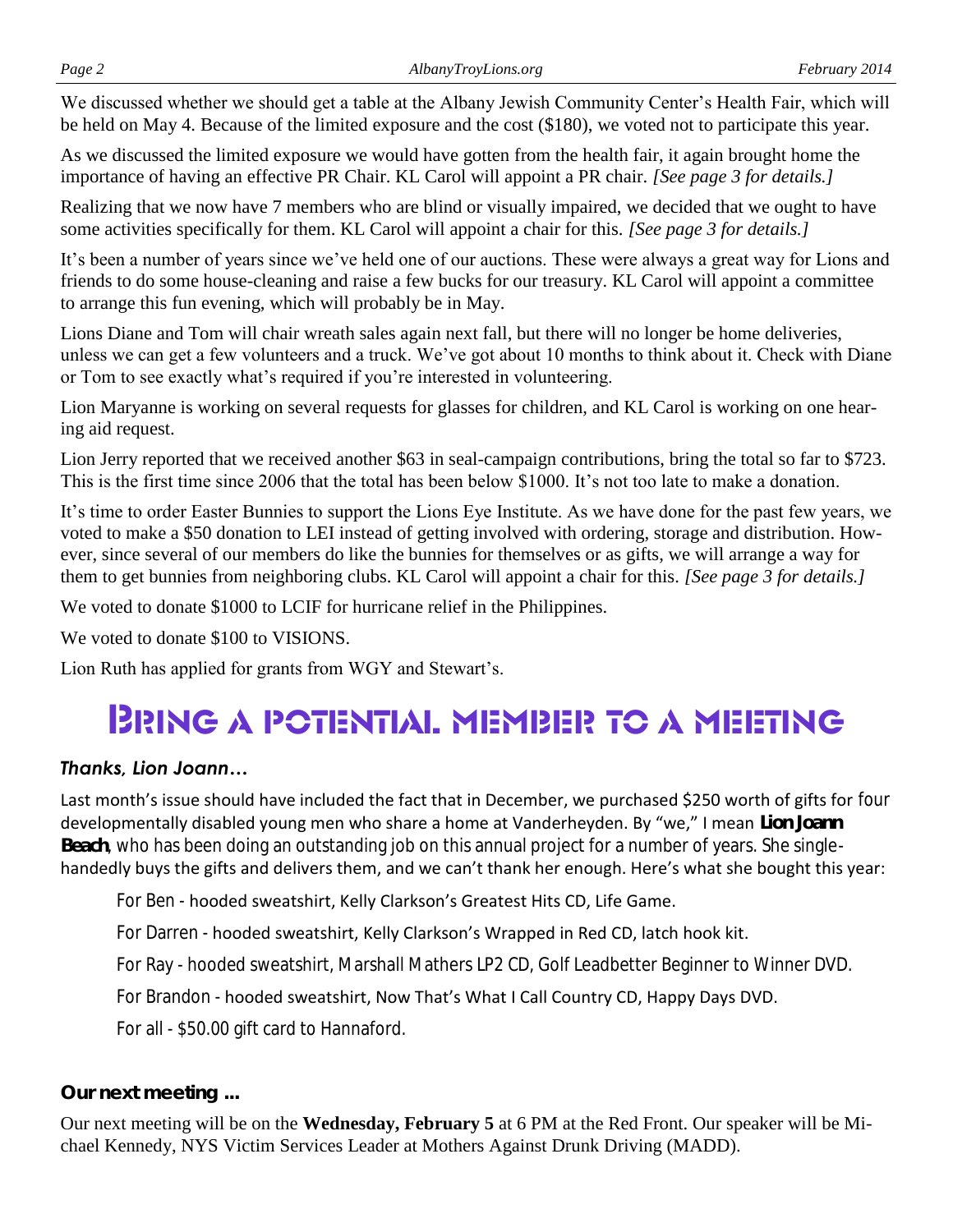We discussed whether we should get a table at the Albany Jewish Community Center's Health Fair, which will be held on May 4. Because of the limited exposure and the cost ($180), we voted not to participate this year.

As we discussed the limited exposure we would have gotten from the health fair, it again brought home the importance of having an effective PR Chair. KL Carol will appoint a PR chair. *[See page 3 for details.]*

Realizing that we now have 7 members who are blind or visually impaired, we decided that we ought to have some activities specifically for them. KL Carol will appoint a chair for this. *[See page 3 for details.]*

It's been a number of years since we've held one of our auctions. These were always a great way for Lions and friends to do some house-cleaning and raise a few bucks for our treasury. KL Carol will appoint a committee to arrange this fun evening, which will probably be in May.

Lions Diane and Tom will chair wreath sales again next fall, but there will no longer be home deliveries, unless we can get a few volunteers and a truck. We've got about 10 months to think about it. Check with Diane or Tom to see exactly what's required if you're interested in volunteering.

Lion Maryanne is working on several requests for glasses for children, and KL Carol is working on one hearing aid request.

Lion Jerry reported that we received another $63 in seal-campaign contributions, bring the total so far to $723. This is the first time since 2006 that the total has been below $1000. It's not too late to make a donation.

It's time to order Easter Bunnies to support the Lions Eye Institute. As we have done for the past few years, we voted to make a $50 donation to LEI instead of getting involved with ordering, storage and distribution. However, since several of our members do like the bunnies for themselves or as gifts, we will arrange a way for them to get bunnies from neighboring clubs. KL Carol will appoint a chair for this. *[See page 3 for details.]*

We voted to donate $1000 to LCIF for hurricane relief in the Philippines.

We voted to donate $100 to VISIONS.

Lion Ruth has applied for grants from WGY and Stewart's.

# Bring a potential member to a meeting

### *Thanks, Lion Joann…*

Last month's issue should have included the fact that in December, we purchased $250 worth of gifts for four developmentally disabled young men who share a home at Vanderheyden. By "we," I mean **Lion Joann Beach**, who has been doing an outstanding job on this annual project for a number of years. She single-handedly buys the gifts and delivers them, and we can't thank her enough. Here's what she bought this year:

For Ben - hooded sweatshirt, Kelly Clarkson's Greatest Hits CD, Life Game.

For Darren - hooded sweatshirt, Kelly Clarkson's Wrapped in Red CD, latch hook kit.

For Ray - hooded sweatshirt, Marshall Mathers LP2 CD, Golf Leadbetter Beginner to Winner DVD.

For Brandon - hooded sweatshirt, Now That's What I Call Country CD, Happy Days DVD.

For all - $50.00 gift card to Hannaford.

### Our next meeting ...

Our next meeting will be on the **Wednesday, February 5** at 6 PM at the Red Front. Our speaker will be Michael Kennedy, NYS Victim Services Leader at Mothers Against Drunk Driving (MADD).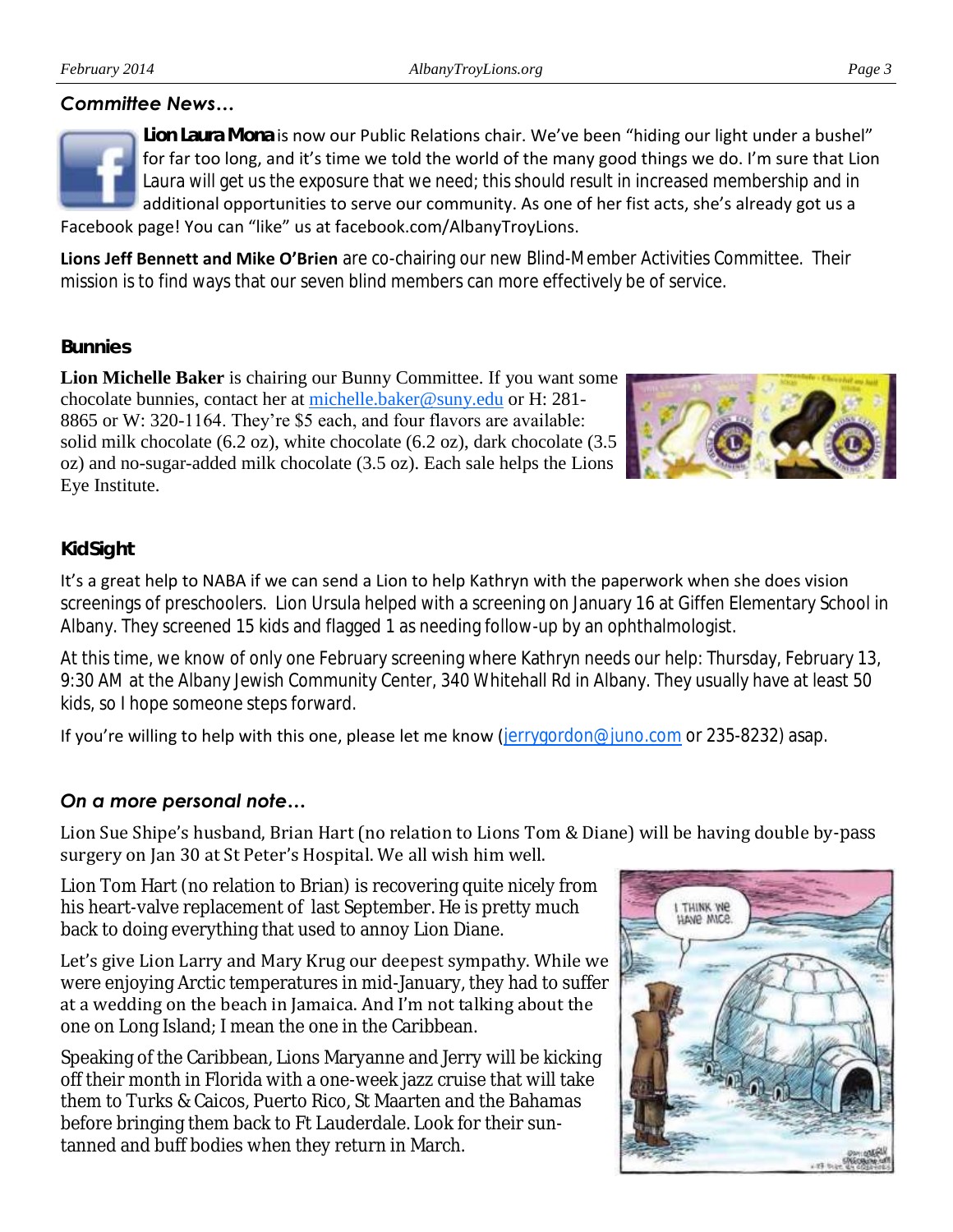*Committee News…*

**Lion Laura Mona** is now our Public Relations chair. We've been "hiding our light under a bushel" for far too long, and it's time we told the world of the many good things we do. I'm sure that Lion Laura will get us the exposure that we need; this should result in increased membership and in additional opportunities to serve our community. As one of her fist acts, she's already got us a Facebook page! You can "like" us at facebook.com/AlbanyTroyLions.

**Lions Jeff Bennett and Mike O'Brien** are co-chairing our new Blind-Member Activities Committee. Their mission is to find ways that our seven blind members can more effectively be of service.

### Bunnies

**Lion Michelle Baker** is chairing our Bunny Committee. If you want some chocolate bunnies, contact her at michelle.baker@suny.edu or H: 281-8865 or W: 320-1164. They're $5 each, and four flavors are available: solid milk chocolate (6.2 oz), white chocolate (6.2 oz), dark chocolate (3.5 oz) and no-sugar-added milk chocolate (3.5 oz). Each sale helps the Lions Eye Institute.

### KidSight

It's a great help to NABA if we can send a Lion to help Kathryn with the paperwork when she does vision screenings of preschoolers. Lion Ursula helped with a screening on January 16 at Giffen Elementary School in Albany. They screened 15 kids and flagged 1 as needing follow-up by an ophthalmologist.

At this time, we know of only one February screening where Kathryn needs our help: Thursday, February 13, 9:30 AM at the Albany Jewish Community Center, 340 Whitehall Rd in Albany. They usually have at least 50 kids, so I hope someone steps forward.

If you're willing to help with this one, please let me know (jerrygordon@juno.com or 235-8232) asap.

*On a more personal note…*

Lion Sue Shipe's husband, Brian Hart (no relation to Lions Tom & Diane) will be having double by-pass surgery on Jan 30 at St Peter's Hospital. We all wish him well.

Lion Tom Hart (no relation to Brian) is recovering quite nicely from his heart-valve replacement of last September. He is pretty much back to doing everything that used to annoy Lion Diane.

Let's give Lion Larry and Mary Krug our deepest sympathy. While we were enjoying Arctic temperatures in mid-January, they had to suffer at a wedding on the beach in Jamaica. And I'm not talking about the one on Long Island; I mean the one in the Caribbean.

Speaking of the Caribbean, Lions Maryanne and Jerry will be kicking off their month in Florida with a one-week jazz cruise that will take them to Turks & Caicos, Puerto Rico, St Maarten and the Bahamas before bringing them back to Ft Lauderdale. Look for their sun-tanned and buff bodies when they return in March.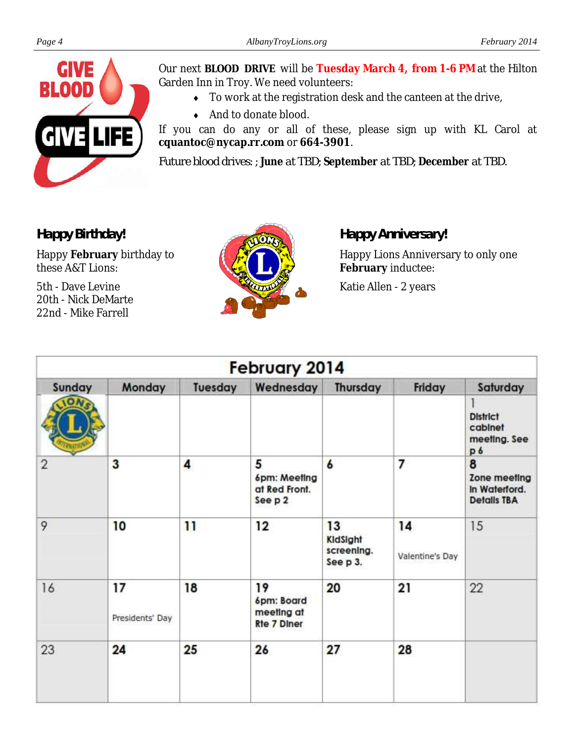Our next **BLOOD DRIVE** will be **Tuesday March 4, from 1-6 PM** at the Hilton Garden Inn in Troy. We need volunteers:

- To work at the registration desk and the canteen at the drive,
- And to donate blood.

If you can do any or all of these, please sign up with KL Carol at **cquantoc@nycap.rr.com** or **664-3901**.

Future blood drives: ; **June** at TBD; **September** at TBD; **December** at TBD.

## Happy Birthday!

Happy **February** birthday to these A&T Lions:

5th - Dave Levine
20th - Nick DeMarte
22nd - Mike Farrell

## Happy Anniversary!

Happy Lions Anniversary to only one **February** inductee:

Katie Allen - 2 years

| February 2014 | | | | | | |
|---|---|---|---|---|---|---|
| Sunday | Monday | Tuesday | Wednesday | Thursday | Friday | Saturday |
| | | | | | | 1 District cabinet meeting. See p 6 |
| 2 | 3 | 4 | 5 6pm: Meeting at Red Front. See p 2 | 6 | 7 | 8 Zone meeting in Waterford. Details TBA |
| 9 | 10 | 11 | 12 | 13 KidSight screening. See p 3. | 14 Valentine's Day | 15 |
| 16 | 17 Presidents' Day | 18 | 19 6pm: Board meeting at Rte 7 Diner | 20 | 21 | 22 |
| 23 | 24 | 25 | 26 | 27 | 28 | |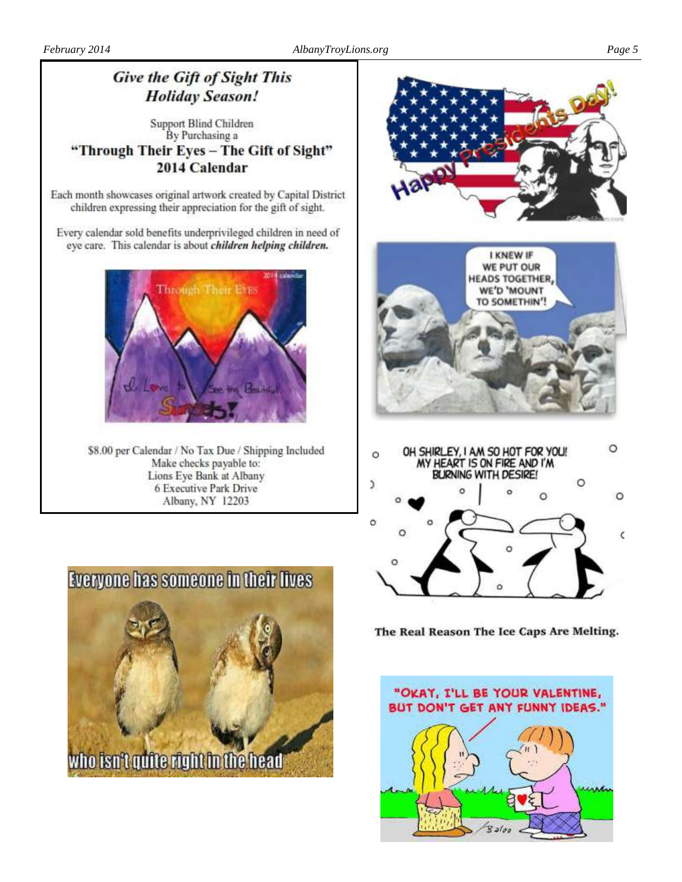## *Give the Gift of Sight This Holiday Season!*

Support Blind Children
By Purchasing a

### "Through Their Eyes – The Gift of Sight" 2014 Calendar

Each month showcases original artwork created by Capital District children expressing their appreciation for the gift of sight.

Every calendar sold benefits underprivileged children in need of eye care. This calendar is about ***children helping children.***

$8.00 per Calendar / No Tax Due / Shipping Included
Make checks payable to:
Lions Eye Bank at Albany
6 Executive Park Drive
Albany, NY 12203

Everyone has someone in their lives who isn't quite right in the head

The Real Reason The Ice Caps Are Melting.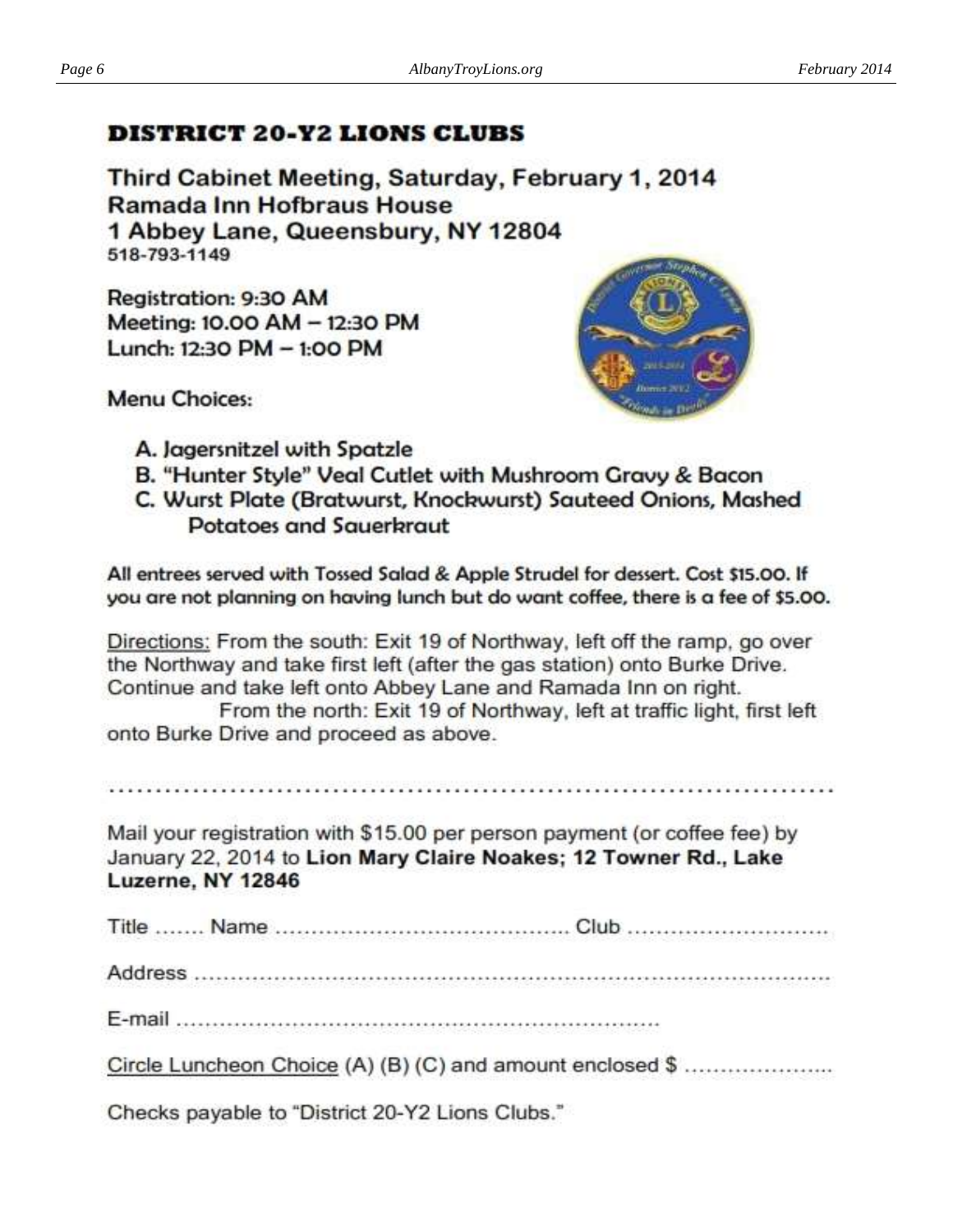# DISTRICT 20-Y2 LIONS CLUBS

**Third Cabinet Meeting, Saturday, February 1, 2014**
**Ramada Inn Hofbraus House**
**1 Abbey Lane, Queensbury, NY 12804**
518-793-1149

Registration: 9:30 AM
Meeting: 10.00 AM – 12:30 PM
Lunch: 12:30 PM – 1:00 PM

Menu Choices:

A. Jagersnitzel with Spatzle
B. "Hunter Style" Veal Cutlet with Mushroom Gravy & Bacon
C. Wurst Plate (Bratwurst, Knockwurst) Sauteed Onions, Mashed Potatoes and Sauerkraut

All entrees served with Tossed Salad & Apple Strudel for dessert. Cost $15.00. If you are not planning on having lunch but do want coffee, there is a fee of $5.00.

Directions: From the south: Exit 19 of Northway, left off the ramp, go over the Northway and take first left (after the gas station) onto Burke Drive. Continue and take left onto Abbey Lane and Ramada Inn on right.

From the north: Exit 19 of Northway, left at traffic light, first left onto Burke Drive and proceed as above.

.............................................................................................

Mail your registration with $15.00 per person payment (or coffee fee) by January 22, 2014 to **Lion Mary Claire Noakes; 12 Towner Rd., Lake Luzerne, NY 12846**

Title ....... Name .......................................... Club ............................

Address ..........................................................................................

E-mail ....................................................................

Circle Luncheon Choice (A) (B) (C) and amount enclosed $ .....................

Checks payable to "District 20-Y2 Lions Clubs."